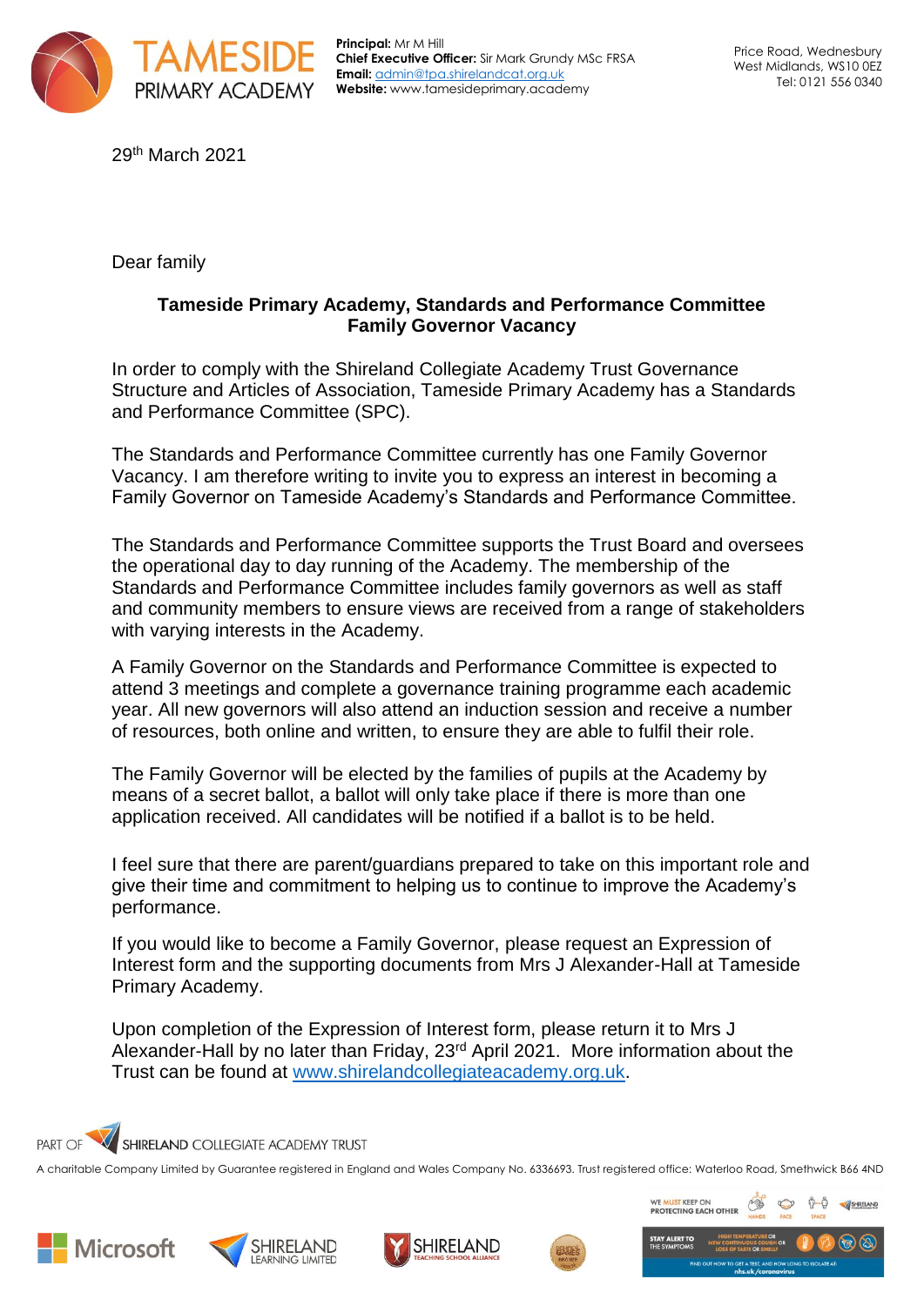TAMESIDE PRIMARY ACADEMY

**Principal:** Mr M Hill
**Chief Executive Officer:** Sir Mark Grundy MSc FRSA
**Email:** admin@tpa.shirelandcat.org.uk
**Website:** www.tamesideprimary.academy

Price Road, Wednesbury
West Midlands, WS10 0EZ
Tel: 0121 556 0340

29th March 2021

Dear family

**Tameside Primary Academy, Standards and Performance Committee**
**Family Governor Vacancy**

In order to comply with the Shireland Collegiate Academy Trust Governance Structure and Articles of Association, Tameside Primary Academy has a Standards and Performance Committee (SPC).

The Standards and Performance Committee currently has one Family Governor Vacancy. I am therefore writing to invite you to express an interest in becoming a Family Governor on Tameside Academy's Standards and Performance Committee.

The Standards and Performance Committee supports the Trust Board and oversees the operational day to day running of the Academy. The membership of the Standards and Performance Committee includes family governors as well as staff and community members to ensure views are received from a range of stakeholders with varying interests in the Academy.

A Family Governor on the Standards and Performance Committee is expected to attend 3 meetings and complete a governance training programme each academic year. All new governors will also attend an induction session and receive a number of resources, both online and written, to ensure they are able to fulfil their role.

The Family Governor will be elected by the families of pupils at the Academy by means of a secret ballot, a ballot will only take place if there is more than one application received. All candidates will be notified if a ballot is to be held.

I feel sure that there are parent/guardians prepared to take on this important role and give their time and commitment to helping us to continue to improve the Academy's performance.

If you would like to become a Family Governor, please request an Expression of Interest form and the supporting documents from Mrs J Alexander-Hall at Tameside Primary Academy.

Upon completion of the Expression of Interest form, please return it to Mrs J Alexander-Hall by no later than Friday, 23rd April 2021. More information about the Trust can be found at www.shirelandcollegiateacademy.org.uk.

PART OF SHIRELAND COLLEGIATE ACADEMY TRUST

A charitable Company Limited by Guarantee registered in England and Wales Company No. 6336693. Trust registered office: Waterloo Road, Smethwick B66 4ND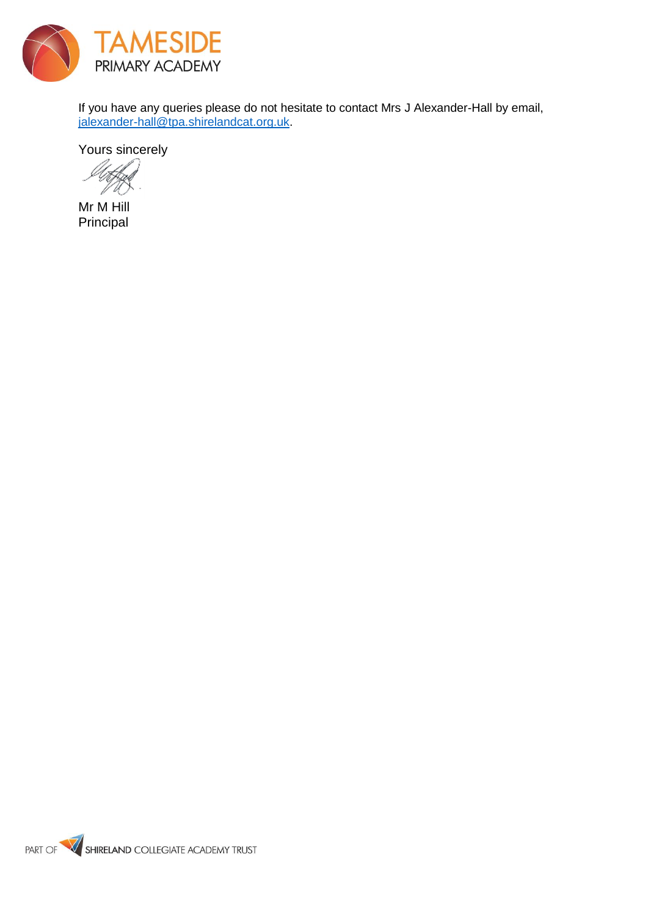If you have any queries please do not hesitate to contact Mrs J Alexander-Hall by email, jalexander-hall@tpa.shirelandcat.org.uk.

Yours sincerely

Mr M Hill
Principal